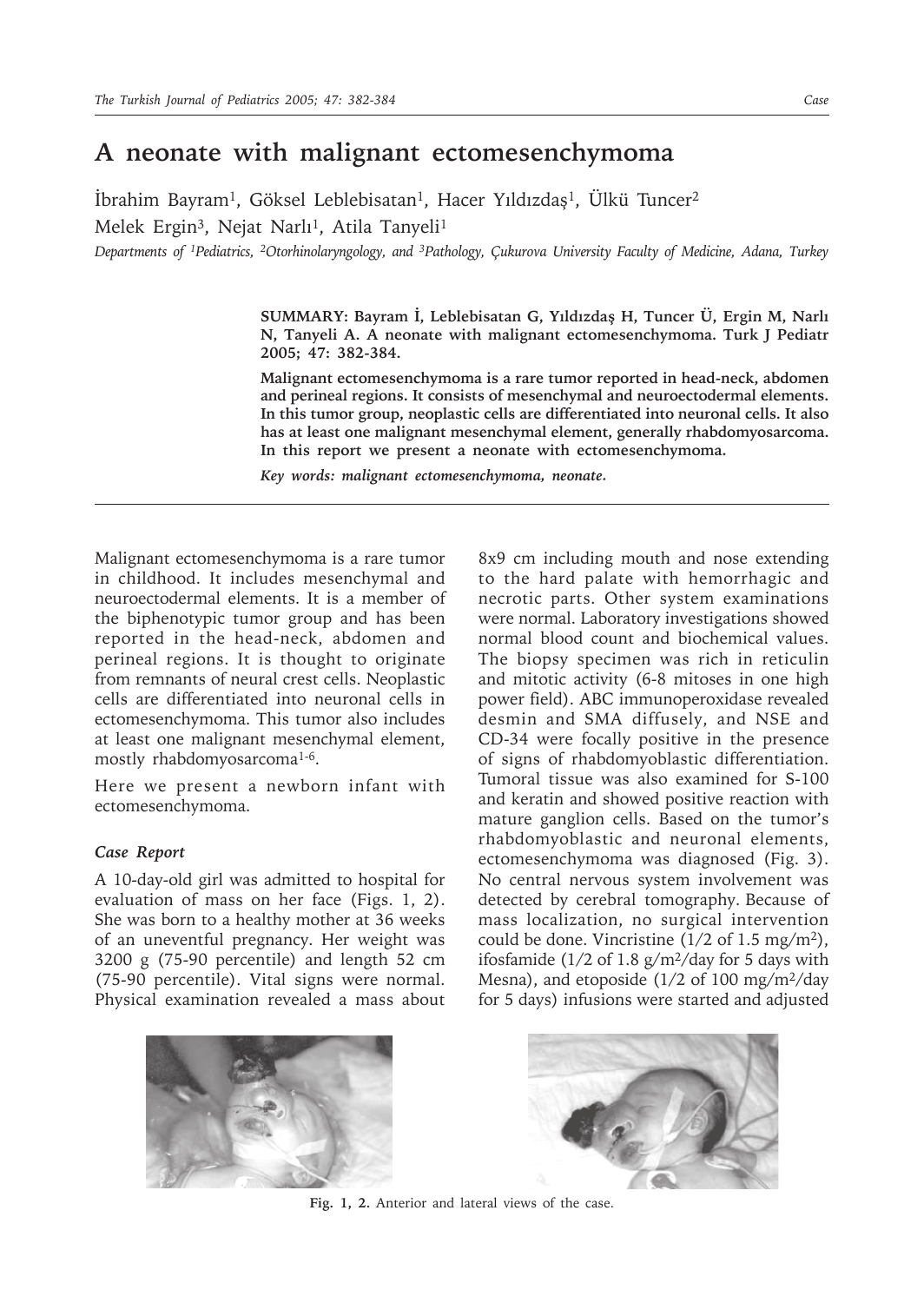# A neonate with malignant ectomesenchymoma

İbrahim Bayram[1], Göksel Leblebisatan[1], Hacer Yıldızdaş[1], Ülkü Tuncer[2]
Melek Ergin[3], Nejat Narlı[1], Atila Tanyeli[1]

*Departments of [1]Pediatrics, [2]Otorhinolaryngology, and [3]Pathology, Çukurova University Faculty of Medicine, Adana, Turkey*

**SUMMARY: Bayram İ, Leblebisatan G, Yıldızdaş H, Tuncer Ü, Ergin M, Narlı N, Tanyeli A. A neonate with malignant ectomesenchymoma. Turk J Pediatr 2005; 47: 382-384.**

**Malignant ectomesenchymoma is a rare tumor reported in head-neck, abdomen and perineal regions. It consists of mesenchymal and neuroectodermal elements. In this tumor group, neoplastic cells are differentiated into neuronal cells. It also has at least one malignant mesenchymal element, generally rhabdomyosarcoma. In this report we present a neonate with ectomesenchymoma.**

***Key words: malignant ectomesenchymoma, neonate.***

---

Malignant ectomesenchymoma is a rare tumor in childhood. It includes mesenchymal and neuroectodermal elements. It is a member of the biphenotypic tumor group and has been reported in the head-neck, abdomen and perineal regions. It is thought to originate from remnants of neural crest cells. Neoplastic cells are differentiated into neuronal cells in ectomesenchymoma. This tumor also includes at least one malignant mesenchymal element, mostly rhabdomyosarcoma[1-6].

Here we present a newborn infant with ectomesenchymoma.

### *Case Report*

A 10-day-old girl was admitted to hospital for evaluation of mass on her face (Figs. 1, 2). She was born to a healthy mother at 36 weeks of an uneventful pregnancy. Her weight was 3200 g (75-90 percentile) and length 52 cm (75-90 percentile). Vital signs were normal. Physical examination revealed a mass about 8x9 cm including mouth and nose extending to the hard palate with hemorrhagic and necrotic parts. Other system examinations were normal. Laboratory investigations showed normal blood count and biochemical values. The biopsy specimen was rich in reticulin and mitotic activity (6-8 mitoses in one high power field). ABC immunoperoxidase revealed desmin and SMA diffusely, and NSE and CD-34 were focally positive in the presence of signs of rhabdomyoblastic differentiation. Tumoral tissue was also examined for S-100 and keratin and showed positive reaction with mature ganglion cells. Based on the tumor's rhabdomyoblastic and neuronal elements, ectomesenchymoma was diagnosed (Fig. 3). No central nervous system involvement was detected by cerebral tomography. Because of mass localization, no surgical intervention could be done. Vincristine (1/2 of 1.5 mg/m$^2$), ifosfamide (1/2 of 1.8 g/m$^2$/day for 5 days with Mesna), and etoposide (1/2 of 100 mg/m$^2$/day for 5 days) infusions were started and adjusted

**Fig. 1, 2.** Anterior and lateral views of the case.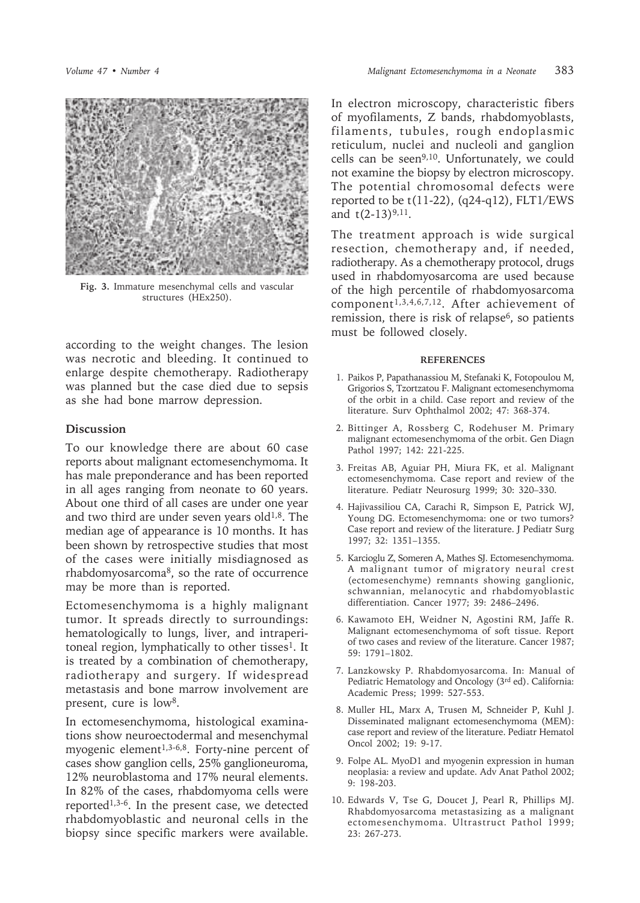Fig. 3. Immature mesenchymal cells and vascular structures (HEx250).

according to the weight changes. The lesion was necrotic and bleeding. It continued to enlarge despite chemotherapy. Radiotherapy was planned but the case died due to sepsis as she had bone marrow depression.

## Discussion

To our knowledge there are about 60 case reports about malignant ectomesenchymoma. It has male preponderance and has been reported in all ages ranging from neonate to 60 years. About one third of all cases are under one year and two third are under seven years old[1,8]. The median age of appearance is 10 months. It has been shown by retrospective studies that most of the cases were initially misdiagnosed as rhabdomyosarcoma[8], so the rate of occurrence may be more than is reported.

Ectomesenchymoma is a highly malignant tumor. It spreads directly to surroundings: hematologically to lungs, liver, and intraperitoneal region, lymphatically to other tissues[1]. It is treated by a combination of chemotherapy, radiotherapy and surgery. If widespread metastasis and bone marrow involvement are present, cure is low[8].

In ectomesenchymoma, histological examinations show neuroectodermal and mesenchymal myogenic element[1,3-6,8]. Forty-nine percent of cases show ganglion cells, 25% ganglioneuroma, 12% neuroblastoma and 17% neural elements. In 82% of the cases, rhabdomyoma cells were reported[1,3-6]. In the present case, we detected rhabdomyoblastic and neuronal cells in the biopsy since specific markers were available.

In electron microscopy, characteristic fibers of myofilaments, Z bands, rhabdomyoblasts, filaments, tubules, rough endoplasmic reticulum, nuclei and nucleoli and ganglion cells can be seen[9,10]. Unfortunately, we could not examine the biopsy by electron microscopy. The potential chromosomal defects were reported to be t(11-22), (q24-q12), FLT1/EWS and t(2-13)[9,11].

The treatment approach is wide surgical resection, chemotherapy and, if needed, radiotherapy. As a chemotherapy protocol, drugs used in rhabdomyosarcoma are used because of the high percentile of rhabdomyosarcoma component[1,3,4,6,7,12]. After achievement of remission, there is risk of relapse[6], so patients must be followed closely.

## REFERENCES

1. Paikos P, Papathanassiou M, Stefanaki K, Fotopoulou M, Grigorios S, Tzortzatou F. Malignant ectomesenchymoma of the orbit in a child. Case report and review of the literature. Surv Ophthalmol 2002; 47: 368-374.
2. Bittinger A, Rossberg C, Rodehuser M. Primary malignant ectomesenchymoma of the orbit. Gen Diagn Pathol 1997; 142: 221-225.
3. Freitas AB, Aguiar PH, Miura FK, et al. Malignant ectomesenchymoma. Case report and review of the literature. Pediatr Neurosurg 1999; 30: 320–330.
4. Hajivassiliou CA, Carachi R, Simpson E, Patrick WJ, Young DG. Ectomesenchymoma: one or two tumors? Case report and review of the literature. J Pediatr Surg 1997; 32: 1351–1355.
5. Karcioglu Z, Someren A, Mathes SJ. Ectomesenchymoma. A malignant tumor of migratory neural crest (ectomesenchyme) remnants showing ganglionic, schwannian, melanocytic and rhabdomyoblastic differentiation. Cancer 1977; 39: 2486–2496.
6. Kawamoto EH, Weidner N, Agostini RM, Jaffe R. Malignant ectomesenchymoma of soft tissue. Report of two cases and review of the literature. Cancer 1987; 59: 1791–1802.
7. Lanzkowsky P. Rhabdomyosarcoma. In: Manual of Pediatric Hematology and Oncology (3rd ed). California: Academic Press; 1999: 527-553.
8. Muller HL, Marx A, Trusen M, Schneider P, Kuhl J. Disseminated malignant ectomesenchymoma (MEM): case report and review of the literature. Pediatr Hematol Oncol 2002; 19: 9-17.
9. Folpe AL. MyoD1 and myogenin expression in human neoplasia: a review and update. Adv Anat Pathol 2002; 9: 198-203.
10. Edwards V, Tse G, Doucet J, Pearl R, Phillips MJ. Rhabdomyosarcoma metastasizing as a malignant ectomesenchymoma. Ultrastruct Pathol 1999; 23: 267-273.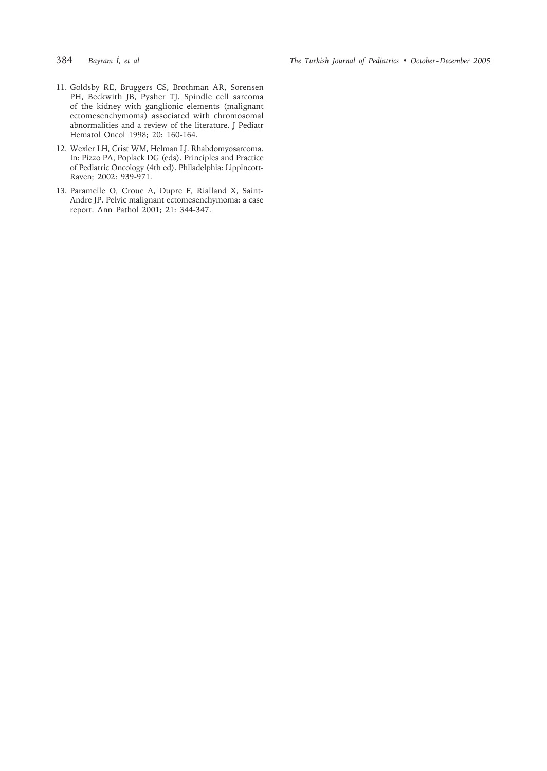11. Goldsby RE, Bruggers CS, Brothman AR, Sorensen PH, Beckwith JB, Pysher TJ. Spindle cell sarcoma of the kidney with ganglionic elements (malignant ectomesenchymoma) associated with chromosomal abnormalities and a review of the literature. J Pediatr Hematol Oncol 1998; 20: 160-164.

12. Wexler LH, Crist WM, Helman LJ. Rhabdomyosarcoma. In: Pizzo PA, Poplack DG (eds). Principles and Practice of Pediatric Oncology (4th ed). Philadelphia: Lippincott-Raven; 2002: 939-971.

13. Paramelle O, Croue A, Dupre F, Rialland X, Saint-Andre JP. Pelvic malignant ectomesenchymoma: a case report. Ann Pathol 2001; 21: 344-347.